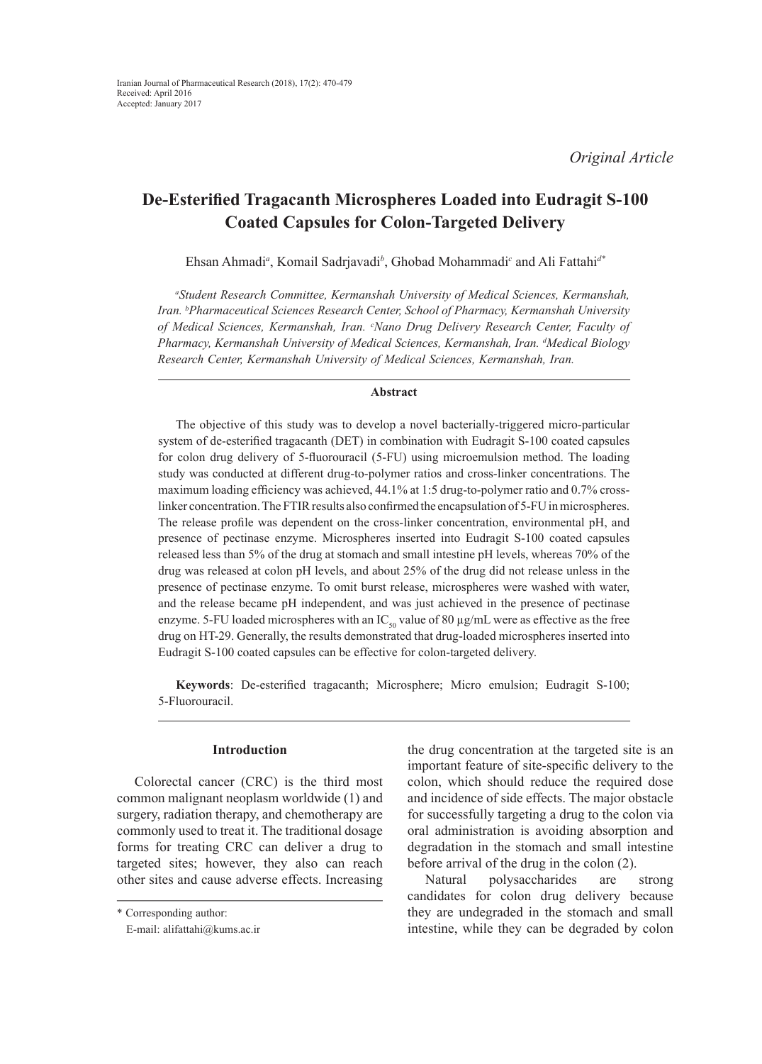Iranian Journal of Pharmaceutical Research (2018), 17(2): 470-479
Received: April 2016
Accepted: January 2017

*Original Article*

# De-Esterified Tragacanth Microspheres Loaded into Eudragit S-100 Coated Capsules for Colon-Targeted Delivery

Ehsan Ahmadi[a], Komail Sadrjavadi[b], Ghobad Mohammadi[c] and Ali Fattahi[d*]

*[a]Student Research Committee, Kermanshah University of Medical Sciences, Kermanshah, Iran. [b]Pharmaceutical Sciences Research Center, School of Pharmacy, Kermanshah University of Medical Sciences, Kermanshah, Iran. [c]Nano Drug Delivery Research Center, Faculty of Pharmacy, Kermanshah University of Medical Sciences, Kermanshah, Iran. [d]Medical Biology Research Center, Kermanshah University of Medical Sciences, Kermanshah, Iran.*

## Abstract

The objective of this study was to develop a novel bacterially-triggered micro-particular system of de-esterified tragacanth (DET) in combination with Eudragit S-100 coated capsules for colon drug delivery of 5-fluorouracil (5-FU) using microemulsion method. The loading study was conducted at different drug-to-polymer ratios and cross-linker concentrations. The maximum loading efficiency was achieved, 44.1% at 1:5 drug-to-polymer ratio and 0.7% cross-linker concentration. The FTIR results also confirmed the encapsulation of 5-FU in microspheres. The release profile was dependent on the cross-linker concentration, environmental pH, and presence of pectinase enzyme. Microspheres inserted into Eudragit S-100 coated capsules released less than 5% of the drug at stomach and small intestine pH levels, whereas 70% of the drug was released at colon pH levels, and about 25% of the drug did not release unless in the presence of pectinase enzyme. To omit burst release, microspheres were washed with water, and the release became pH independent, and was just achieved in the presence of pectinase enzyme. 5-FU loaded microspheres with an $IC_{50}$ value of 80 µg/mL were as effective as the free drug on HT-29. Generally, the results demonstrated that drug-loaded microspheres inserted into Eudragit S-100 coated capsules can be effective for colon-targeted delivery.

**Keywords**: De-esterified tragacanth; Microsphere; Micro emulsion; Eudragit S-100; 5-Fluorouracil.

## Introduction

Colorectal cancer (CRC) is the third most common malignant neoplasm worldwide (1) and surgery, radiation therapy, and chemotherapy are commonly used to treat it. The traditional dosage forms for treating CRC can deliver a drug to targeted sites; however, they also can reach other sites and cause adverse effects. Increasing the drug concentration at the targeted site is an important feature of site-specific delivery to the colon, which should reduce the required dose and incidence of side effects. The major obstacle for successfully targeting a drug to the colon via oral administration is avoiding absorption and degradation in the stomach and small intestine before arrival of the drug in the colon (2).

Natural polysaccharides are strong candidates for colon drug delivery because they are undegraded in the stomach and small intestine, while they can be degraded by colon

\* Corresponding author:
E-mail: alifattahi@kums.ac.ir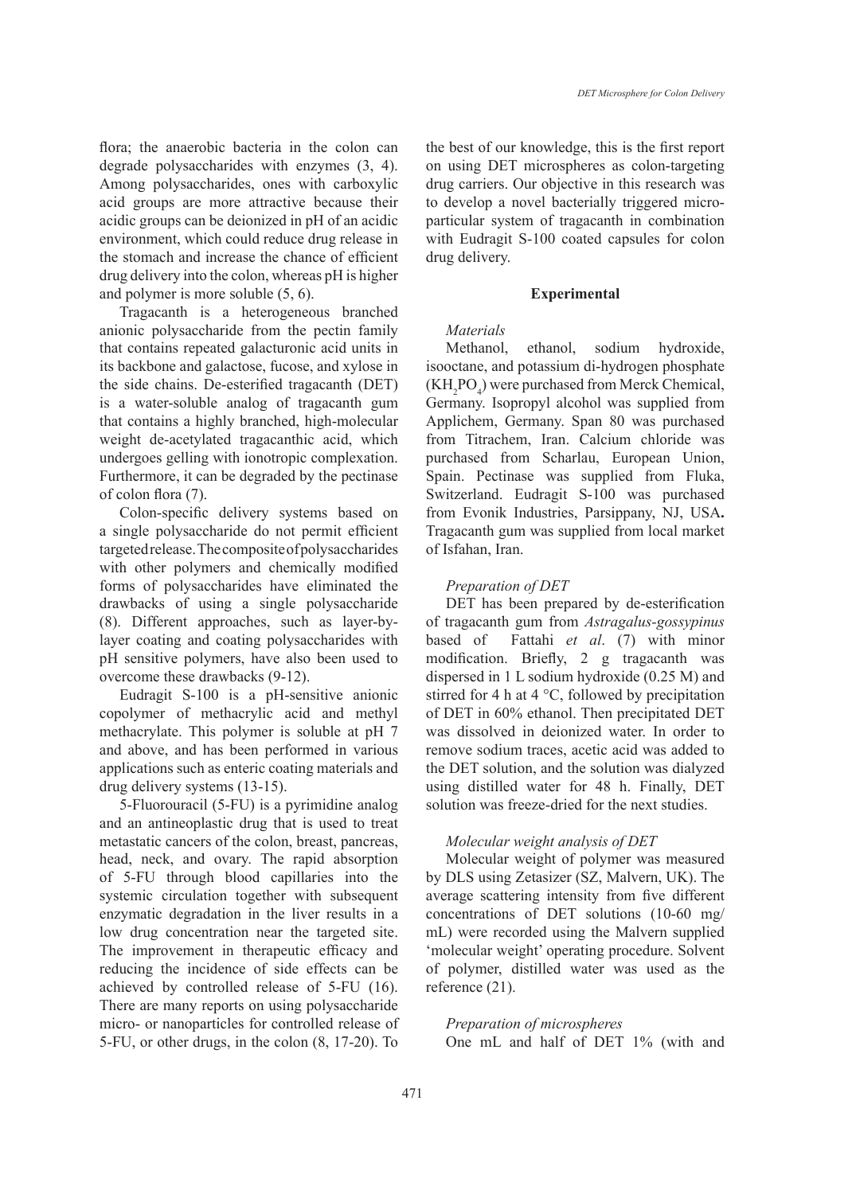flora; the anaerobic bacteria in the colon can degrade polysaccharides with enzymes (3, 4). Among polysaccharides, ones with carboxylic acid groups are more attractive because their acidic groups can be deionized in pH of an acidic environment, which could reduce drug release in the stomach and increase the chance of efficient drug delivery into the colon, whereas pH is higher and polymer is more soluble (5, 6).

Tragacanth is a heterogeneous branched anionic polysaccharide from the pectin family that contains repeated galacturonic acid units in its backbone and galactose, fucose, and xylose in the side chains. De-esterified tragacanth (DET) is a water-soluble analog of tragacanth gum that contains a highly branched, high-molecular weight de-acetylated tragacanthic acid, which undergoes gelling with ionotropic complexation. Furthermore, it can be degraded by the pectinase of colon flora (7).

Colon-specific delivery systems based on a single polysaccharide do not permit efficient targeted release. The composite of polysaccharides with other polymers and chemically modified forms of polysaccharides have eliminated the drawbacks of using a single polysaccharide (8). Different approaches, such as layer-by-layer coating and coating polysaccharides with pH sensitive polymers, have also been used to overcome these drawbacks (9-12).

Eudragit S-100 is a pH-sensitive anionic copolymer of methacrylic acid and methyl methacrylate. This polymer is soluble at pH 7 and above, and has been performed in various applications such as enteric coating materials and drug delivery systems (13-15).

5-Fluorouracil (5-FU) is a pyrimidine analog and an antineoplastic drug that is used to treat metastatic cancers of the colon, breast, pancreas, head, neck, and ovary. The rapid absorption of 5-FU through blood capillaries into the systemic circulation together with subsequent enzymatic degradation in the liver results in a low drug concentration near the targeted site. The improvement in therapeutic efficacy and reducing the incidence of side effects can be achieved by controlled release of 5-FU (16). There are many reports on using polysaccharide micro- or nanoparticles for controlled release of 5-FU, or other drugs, in the colon (8, 17-20). To the best of our knowledge, this is the first report on using DET microspheres as colon-targeting drug carriers. Our objective in this research was to develop a novel bacterially triggered micro-particular system of tragacanth in combination with Eudragit S-100 coated capsules for colon drug delivery.

## Experimental

### *Materials*

Methanol, ethanol, sodium hydroxide, isooctane, and potassium di-hydrogen phosphate ($KH_2PO_4$) were purchased from Merck Chemical, Germany. Isopropyl alcohol was supplied from Applichem, Germany. Span 80 was purchased from Titrachem, Iran. Calcium chloride was purchased from Scharlau, European Union, Spain. Pectinase was supplied from Fluka, Switzerland. Eudragit S-100 was purchased from Evonik Industries, Parsippany, NJ, USA**.** Tragacanth gum was supplied from local market of Isfahan, Iran.

### *Preparation of DET*

DET has been prepared by de-esterification of tragacanth gum from *Astragalus-gossypinus* based of Fattahi *et al*. (7) with minor modification. Briefly, 2 g tragacanth was dispersed in 1 L sodium hydroxide (0.25 M) and stirred for 4 h at 4 °C, followed by precipitation of DET in 60% ethanol. Then precipitated DET was dissolved in deionized water. In order to remove sodium traces, acetic acid was added to the DET solution, and the solution was dialyzed using distilled water for 48 h. Finally, DET solution was freeze-dried for the next studies.

### *Molecular weight analysis of DET*

Molecular weight of polymer was measured by DLS using Zetasizer (SZ, Malvern, UK). The average scattering intensity from five different concentrations of DET solutions (10-60 mg/mL) were recorded using the Malvern supplied 'molecular weight' operating procedure. Solvent of polymer, distilled water was used as the reference (21).

### *Preparation of microspheres*

One mL and half of DET 1% (with and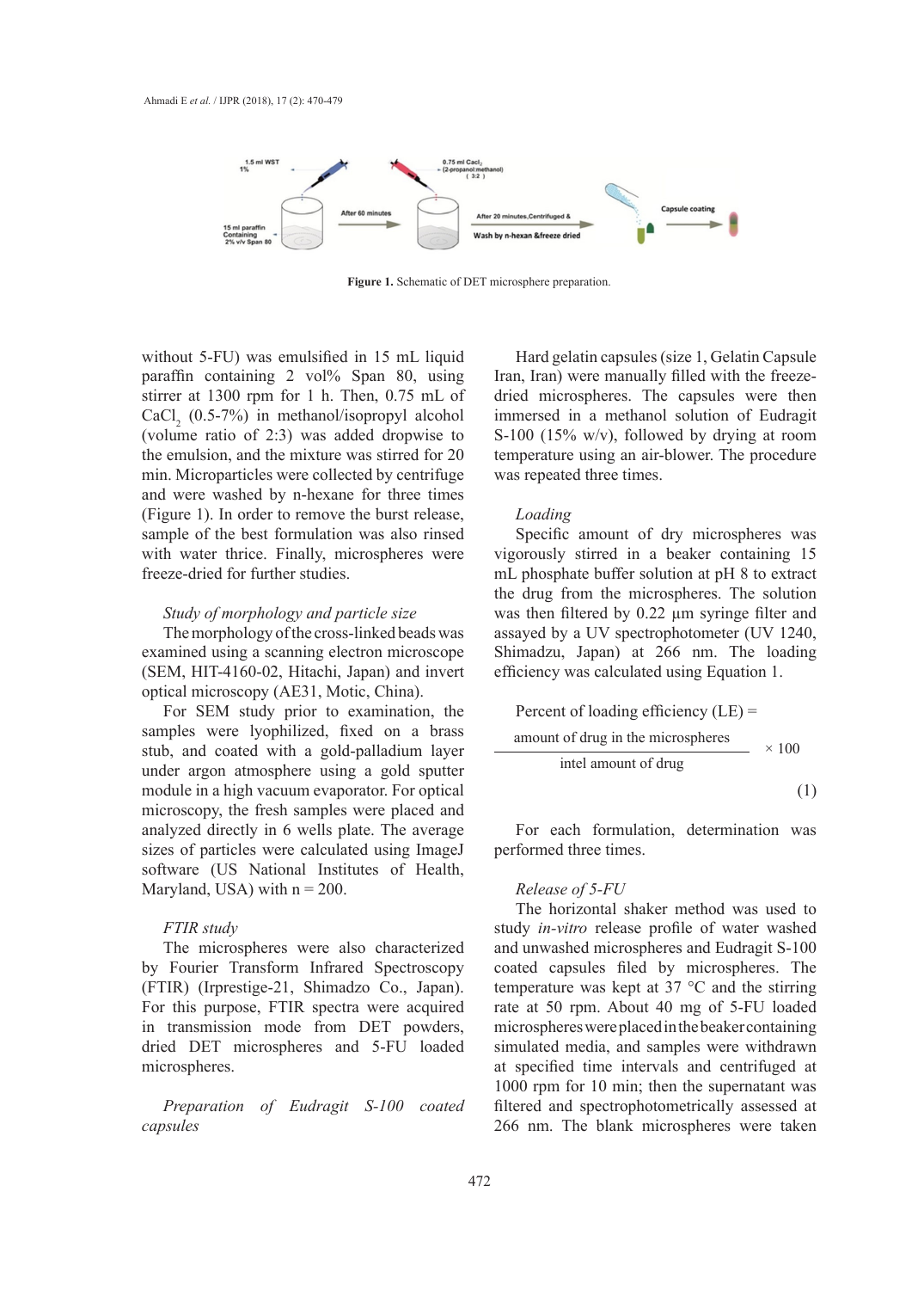**Figure 1.** Schematic of DET microsphere preparation.

without 5-FU) was emulsified in 15 mL liquid paraffin containing 2 vol% Span 80, using stirrer at 1300 rpm for 1 h. Then, 0.75 mL of $CaCl_2$ (0.5-7%) in methanol/isopropyl alcohol (volume ratio of 2:3) was added dropwise to the emulsion, and the mixture was stirred for 20 min. Microparticles were collected by centrifuge and were washed by n-hexane for three times (Figure 1). In order to remove the burst release, sample of the best formulation was also rinsed with water thrice. Finally, microspheres were freeze-dried for further studies.

*Study of morphology and particle size*

The morphology of the cross-linked beads was examined using a scanning electron microscope (SEM, HIT-4160-02, Hitachi, Japan) and invert optical microscopy (AE31, Motic, China).

For SEM study prior to examination, the samples were lyophilized, fixed on a brass stub, and coated with a gold-palladium layer under argon atmosphere using a gold sputter module in a high vacuum evaporator. For optical microscopy, the fresh samples were placed and analyzed directly in 6 wells plate. The average sizes of particles were calculated using ImageJ software (US National Institutes of Health, Maryland, USA) with n = 200.

*FTIR study*

The microspheres were also characterized by Fourier Transform Infrared Spectroscopy (FTIR) (Irprestige-21, Shimadzo Co., Japan). For this purpose, FTIR spectra were acquired in transmission mode from DET powders, dried DET microspheres and 5-FU loaded microspheres.

*Preparation of Eudragit S-100 coated capsules*

Hard gelatin capsules (size 1, Gelatin Capsule Iran, Iran) were manually filled with the freeze-dried microspheres. The capsules were then immersed in a methanol solution of Eudragit S-100 (15% w/v), followed by drying at room temperature using an air-blower. The procedure was repeated three times.

*Loading*

Specific amount of dry microspheres was vigorously stirred in a beaker containing 15 mL phosphate buffer solution at pH 8 to extract the drug from the microspheres. The solution was then filtered by 0.22 µm syringe filter and assayed by a UV spectrophotometer (UV 1240, Shimadzu, Japan) at 266 nm. The loading efficiency was calculated using Equation 1.

$$\text{Percent of loading efficiency (LE)} = \frac{\text{amount of drug in the microspheres}}{\text{intel amount of drug}} \times 100 \quad (1)$$

For each formulation, determination was performed three times.

*Release of 5-FU*

The horizontal shaker method was used to study *in-vitro* release profile of water washed and unwashed microspheres and Eudragit S-100 coated capsules filed by microspheres. The temperature was kept at 37 °C and the stirring rate at 50 rpm. About 40 mg of 5-FU loaded microspheres were placed in the beaker containing simulated media, and samples were withdrawn at specified time intervals and centrifuged at 1000 rpm for 10 min; then the supernatant was filtered and spectrophotometrically assessed at 266 nm. The blank microspheres were taken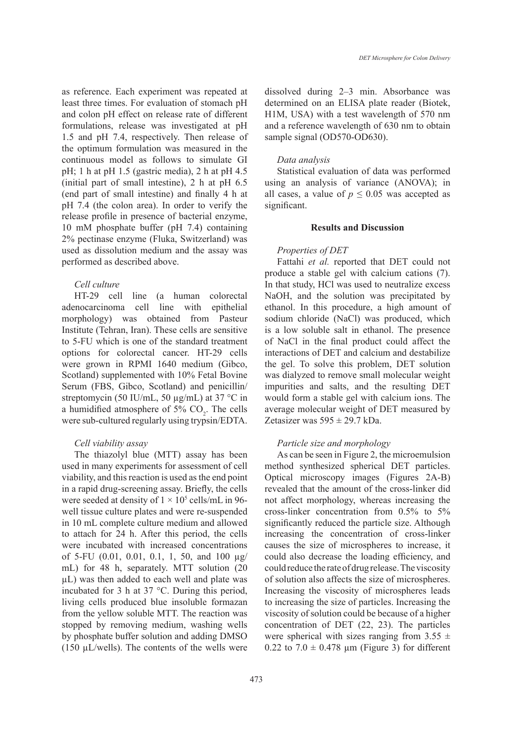as reference. Each experiment was repeated at least three times. For evaluation of stomach pH and colon pH effect on release rate of different formulations, release was investigated at pH 1.5 and pH 7.4, respectively. Then release of the optimum formulation was measured in the continuous model as follows to simulate GI pH; 1 h at pH 1.5 (gastric media), 2 h at pH 4.5 (initial part of small intestine), 2 h at pH 6.5 (end part of small intestine) and finally 4 h at pH 7.4 (the colon area). In order to verify the release profile in presence of bacterial enzyme, 10 mM phosphate buffer (pH 7.4) containing 2% pectinase enzyme (Fluka, Switzerland) was used as dissolution medium and the assay was performed as described above.

*Cell culture*

HT-29 cell line (a human colorectal adenocarcinoma cell line with epithelial morphology) was obtained from Pasteur Institute (Tehran, Iran). These cells are sensitive to 5-FU which is one of the standard treatment options for colorectal cancer. HT-29 cells were grown in RPMI 1640 medium (Gibco, Scotland) supplemented with 10% Fetal Bovine Serum (FBS, Gibco, Scotland) and penicillin/streptomycin (50 IU/mL, 50 µg/mL) at 37 °C in a humidified atmosphere of 5% $CO_2$. The cells were sub-cultured regularly using trypsin/EDTA.

*Cell viability assay*

The thiazolyl blue (MTT) assay has been used in many experiments for assessment of cell viability, and this reaction is used as the end point in a rapid drug-screening assay. Briefly, the cells were seeded at density of $1 \times 10^5$ cells/mL in 96-well tissue culture plates and were re-suspended in 10 mL complete culture medium and allowed to attach for 24 h. After this period, the cells were incubated with increased concentrations of 5-FU (0.01, 0.01, 0.1, 1, 50, and 100 µg/mL) for 48 h, separately. MTT solution (20 µL) was then added to each well and plate was incubated for 3 h at 37 °C. During this period, living cells produced blue insoluble formazan from the yellow soluble MTT. The reaction was stopped by removing medium, washing wells by phosphate buffer solution and adding DMSO (150 µL/wells). The contents of the wells were dissolved during 2–3 min. Absorbance was determined on an ELISA plate reader (Biotek, H1M, USA) with a test wavelength of 570 nm and a reference wavelength of 630 nm to obtain sample signal (OD570-OD630).

*Data analysis*

Statistical evaluation of data was performed using an analysis of variance (ANOVA); in all cases, a value of $p \leq 0.05$ was accepted as significant.

## Results and Discussion

*Properties of DET*

Fattahi *et al.* reported that DET could not produce a stable gel with calcium cations (7). In that study, HCl was used to neutralize excess NaOH, and the solution was precipitated by ethanol. In this procedure, a high amount of sodium chloride (NaCl) was produced, which is a low soluble salt in ethanol. The presence of NaCl in the final product could affect the interactions of DET and calcium and destabilize the gel. To solve this problem, DET solution was dialyzed to remove small molecular weight impurities and salts, and the resulting DET would form a stable gel with calcium ions. The average molecular weight of DET measured by Zetasizer was 595 ± 29.7 kDa.

*Particle size and morphology*

As can be seen in Figure 2, the microemulsion method synthesized spherical DET particles. Optical microscopy images (Figures 2A-B) revealed that the amount of the cross-linker did not affect morphology, whereas increasing the cross-linker concentration from 0.5% to 5% significantly reduced the particle size. Although increasing the concentration of cross-linker causes the size of microspheres to increase, it could also decrease the loading efficiency, and could reduce the rate of drug release. The viscosity of solution also affects the size of microspheres. Increasing the viscosity of microspheres leads to increasing the size of particles. Increasing the viscosity of solution could be because of a higher concentration of DET (22, 23). The particles were spherical with sizes ranging from 3.55 ± 0.22 to 7.0 ± 0.478 µm (Figure 3) for different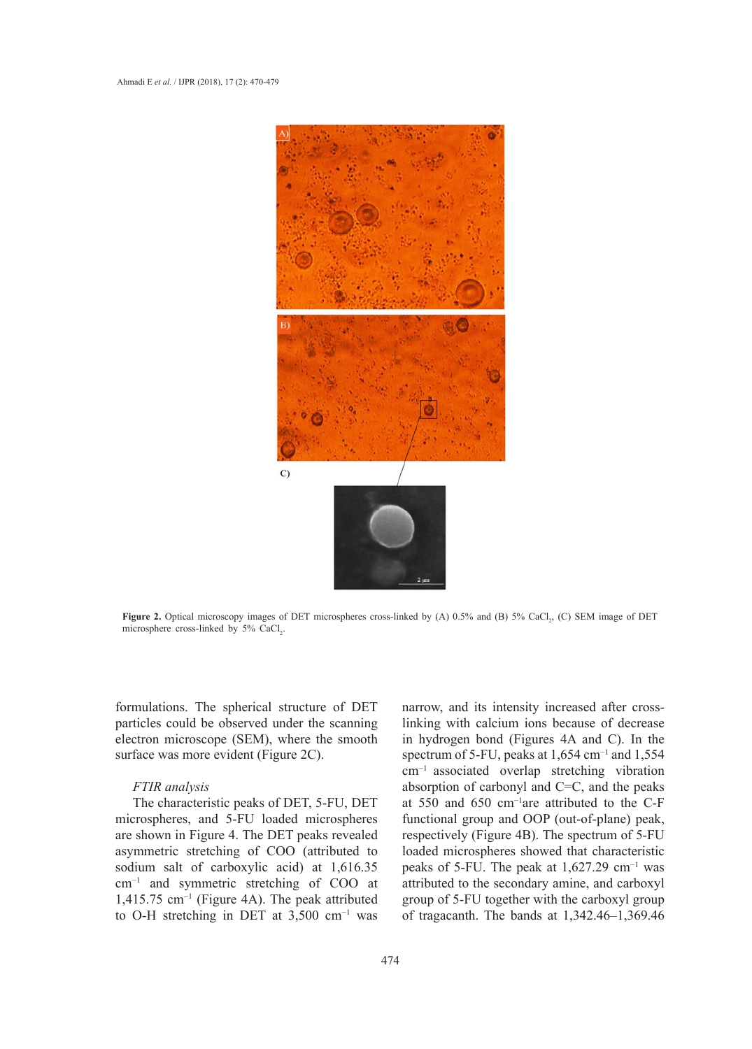**Figure 2.** Optical microscopy images of DET microspheres cross-linked by (A) 0.5% and (B) 5% $CaCl_2$, (C) SEM image of DET microsphere cross-linked by 5% $CaCl_2$.

formulations. The spherical structure of DET particles could be observed under the scanning electron microscope (SEM), where the smooth surface was more evident (Figure 2C).

*FTIR analysis*

The characteristic peaks of DET, 5-FU, DET microspheres, and 5-FU loaded microspheres are shown in Figure 4. The DET peaks revealed asymmetric stretching of COO (attributed to sodium salt of carboxylic acid) at 1,616.35 $cm^{-1}$ and symmetric stretching of COO at 1,415.75 $cm^{-1}$ (Figure 4A). The peak attributed to O-H stretching in DET at 3,500 $cm^{-1}$ was narrow, and its intensity increased after cross-linking with calcium ions because of decrease in hydrogen bond (Figures 4A and C). In the spectrum of 5-FU, peaks at 1,654 $cm^{-1}$ and 1,554 $cm^{-1}$ associated overlap stretching vibration absorption of carbonyl and C=C, and the peaks at 550 and 650 $cm^{-1}$are attributed to the C-F functional group and OOP (out-of-plane) peak, respectively (Figure 4B). The spectrum of 5-FU loaded microspheres showed that characteristic peaks of 5-FU. The peak at 1,627.29 $cm^{-1}$ was attributed to the secondary amine, and carboxyl group of 5-FU together with the carboxyl group of tragacanth. The bands at 1,342.46–1,369.46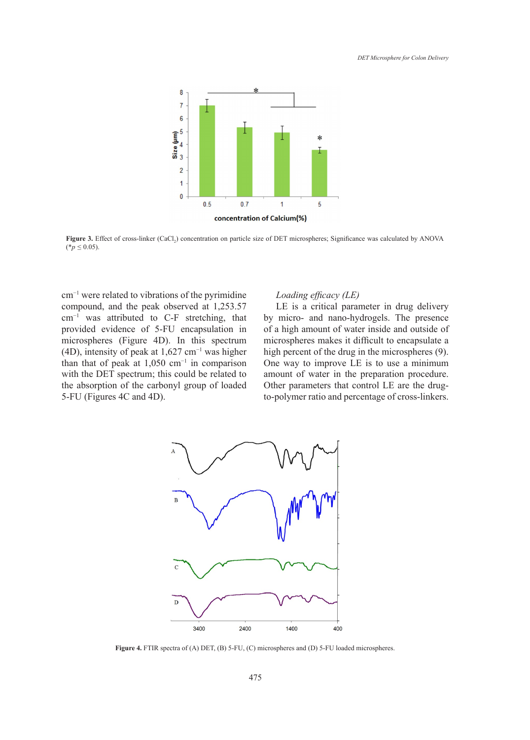Figure 3. Effect of cross-linker ($CaCl_2$) concentration on particle size of DET microspheres; Significance was calculated by ANOVA (* $p \leq 0.05$).

$cm^{-1}$ were related to vibrations of the pyrimidine compound, and the peak observed at 1,253.57 $cm^{-1}$ was attributed to C-F stretching, that provided evidence of 5-FU encapsulation in microspheres (Figure 4D). In this spectrum (4D), intensity of peak at 1,627 $cm^{-1}$ was higher than that of peak at 1,050 $cm^{-1}$ in comparison with the DET spectrum; this could be related to the absorption of the carbonyl group of loaded 5-FU (Figures 4C and 4D).

*Loading efficacy (LE)*

LE is a critical parameter in drug delivery by micro- and nano-hydrogels. The presence of a high amount of water inside and outside of microspheres makes it difficult to encapsulate a high percent of the drug in the microspheres (9). One way to improve LE is to use a minimum amount of water in the preparation procedure. Other parameters that control LE are the drug-to-polymer ratio and percentage of cross-linkers.

Figure 4. FTIR spectra of (A) DET, (B) 5-FU, (C) microspheres and (D) 5-FU loaded microspheres.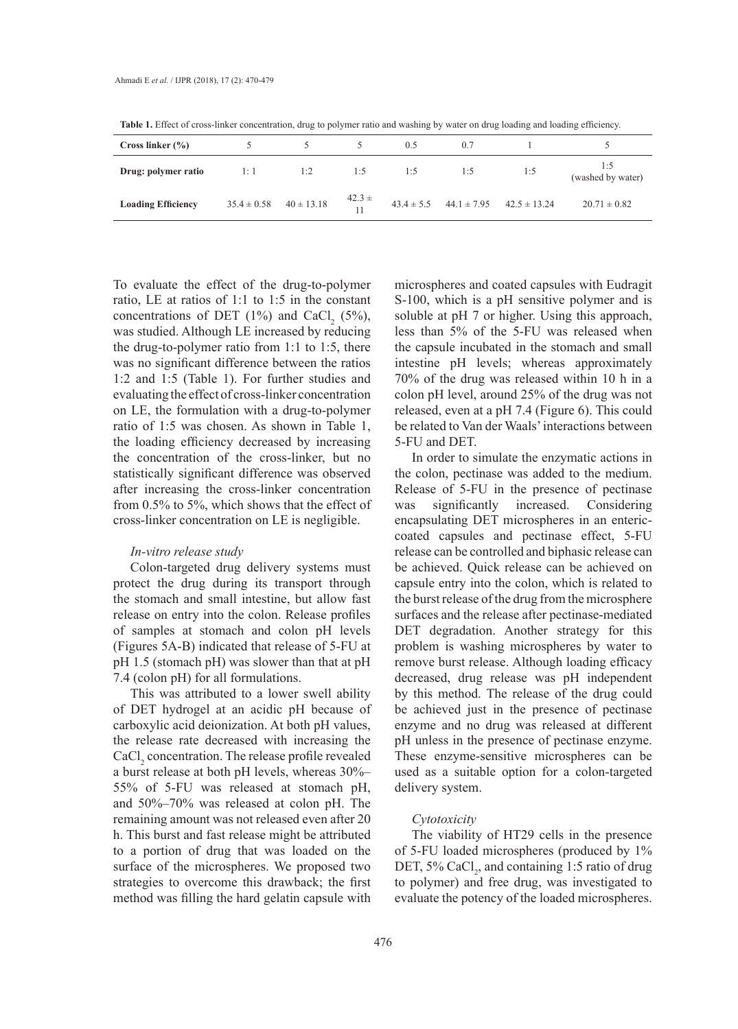**Table 1.** Effect of cross-linker concentration, drug to polymer ratio and washing by water on drug loading and loading efficiency.

| Cross linker (%) | 5 | 5 | 5 | 0.5 | 0.7 | 1 | 5 |
|---|---|---|---|---|---|---|---|
| Drug: polymer ratio | 1: 1 | 1:2 | 1:5 | 1:5 | 1:5 | 1:5 | 1:5 (washed by water) |
| Loading Efficiency | 35.4 ± 0.58 | 40 ± 13.18 | 42.3 ± 11 | 43.4 ± 5.5 | 44.1 ± 7.95 | 42.5 ± 13.24 | 20.71 ± 0.82 |

To evaluate the effect of the drug-to-polymer ratio, LE at ratios of 1:1 to 1:5 in the constant concentrations of DET (1%) and $CaCl_2$ (5%), was studied. Although LE increased by reducing the drug-to-polymer ratio from 1:1 to 1:5, there was no significant difference between the ratios 1:2 and 1:5 (Table 1). For further studies and evaluating the effect of cross-linker concentration on LE, the formulation with a drug-to-polymer ratio of 1:5 was chosen. As shown in Table 1, the loading efficiency decreased by increasing the concentration of the cross-linker, but no statistically significant difference was observed after increasing the cross-linker concentration from 0.5% to 5%, which shows that the effect of cross-linker concentration on LE is negligible.

### *In-vitro release study*

Colon-targeted drug delivery systems must protect the drug during its transport through the stomach and small intestine, but allow fast release on entry into the colon. Release profiles of samples at stomach and colon pH levels (Figures 5A-B) indicated that release of 5-FU at pH 1.5 (stomach pH) was slower than that at pH 7.4 (colon pH) for all formulations.

This was attributed to a lower swell ability of DET hydrogel at an acidic pH because of carboxylic acid deionization. At both pH values, the release rate decreased with increasing the $CaCl_2$ concentration. The release profile revealed a burst release at both pH levels, whereas 30%–55% of 5-FU was released at stomach pH, and 50%–70% was released at colon pH. The remaining amount was not released even after 20 h. This burst and fast release might be attributed to a portion of drug that was loaded on the surface of the microspheres. We proposed two strategies to overcome this drawback; the first method was filling the hard gelatin capsule with microspheres and coated capsules with Eudragit S-100, which is a pH sensitive polymer and is soluble at pH 7 or higher. Using this approach, less than 5% of the 5-FU was released when the capsule incubated in the stomach and small intestine pH levels; whereas approximately 70% of the drug was released within 10 h in a colon pH level, around 25% of the drug was not released, even at a pH 7.4 (Figure 6). This could be related to Van der Waals' interactions between 5-FU and DET.

In order to simulate the enzymatic actions in the colon, pectinase was added to the medium. Release of 5-FU in the presence of pectinase was significantly increased. Considering encapsulating DET microspheres in an enteric-coated capsules and pectinase effect, 5-FU release can be controlled and biphasic release can be achieved. Quick release can be achieved on capsule entry into the colon, which is related to the burst release of the drug from the microsphere surfaces and the release after pectinase-mediated DET degradation. Another strategy for this problem is washing microspheres by water to remove burst release. Although loading efficacy decreased, drug release was pH independent by this method. The release of the drug could be achieved just in the presence of pectinase enzyme and no drug was released at different pH unless in the presence of pectinase enzyme. These enzyme-sensitive microspheres can be used as a suitable option for a colon-targeted delivery system.

### *Cytotoxicity*

The viability of HT29 cells in the presence of 5-FU loaded microspheres (produced by 1% DET, 5% $CaCl_2$, and containing 1:5 ratio of drug to polymer) and free drug, was investigated to evaluate the potency of the loaded microspheres.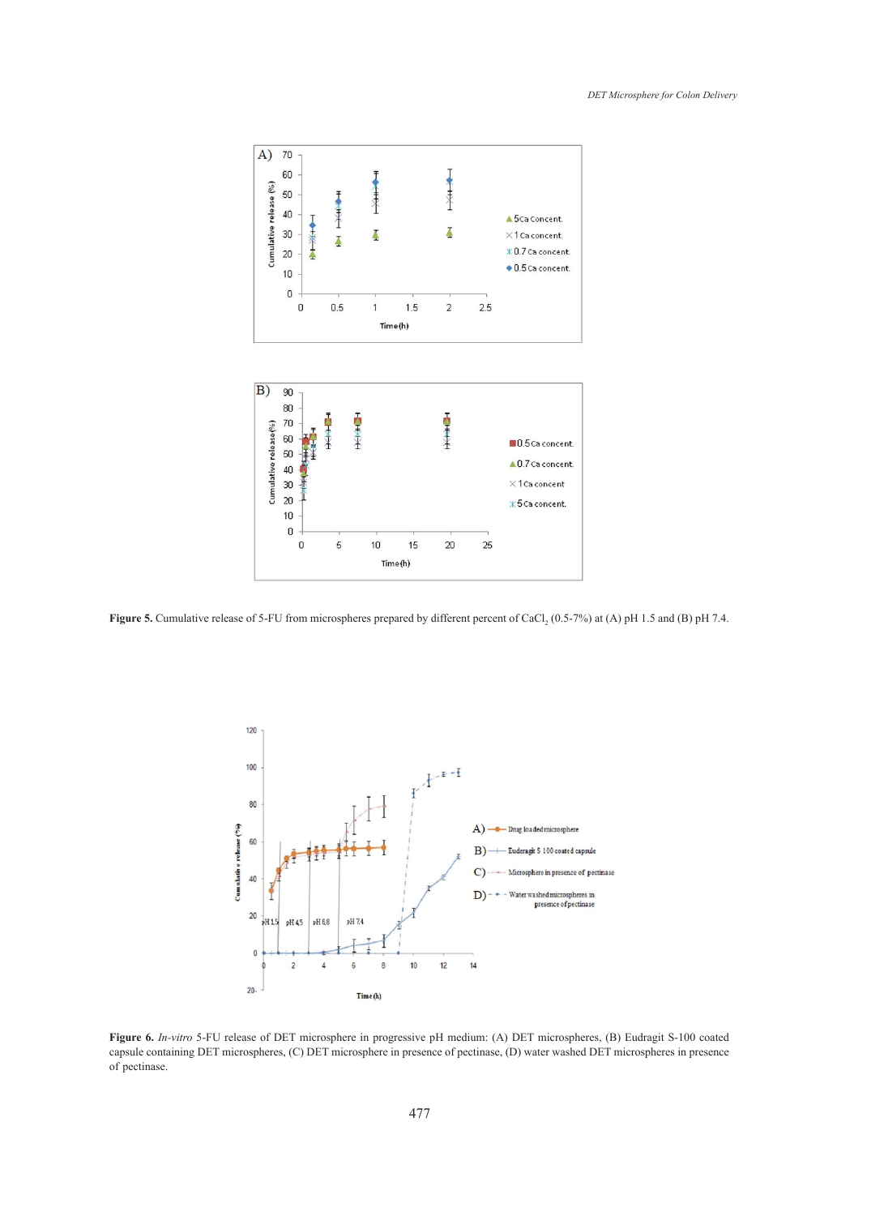**Figure 5.** Cumulative release of 5-FU from microspheres prepared by different percent of $CaCl_2$ (0.5-7%) at (A) pH 1.5 and (B) pH 7.4.

**Figure 6.** *In-vitro* 5-FU release of DET microsphere in progressive pH medium: (A) DET microspheres, (B) Eudragit S-100 coated capsule containing DET microspheres, (C) DET microsphere in presence of pectinase, (D) water washed DET microspheres in presence of pectinase.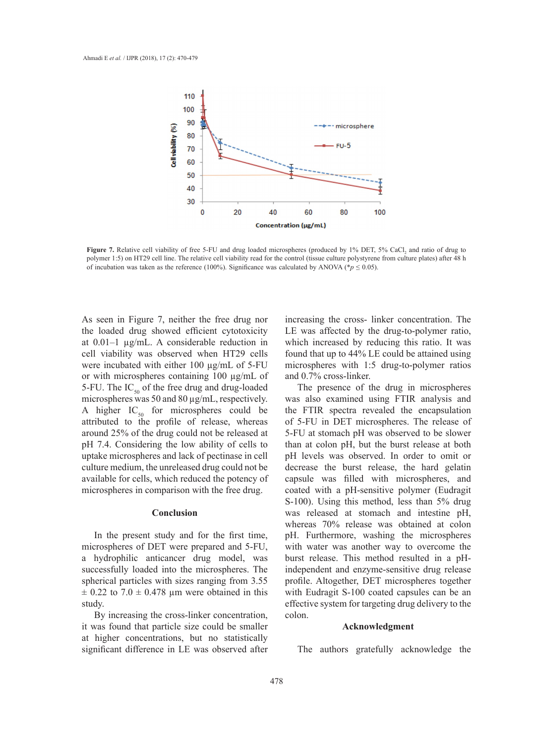**Figure 7.** Relative cell viability of free 5-FU and drug loaded microspheres (produced by 1% DET, 5% $CaCl_2$ and ratio of drug to polymer 1:5) on HT29 cell line. The relative cell viability read for the control (tissue culture polystyrene from culture plates) after 48 h of incubation was taken as the reference (100%). Significance was calculated by ANOVA (*$p \leq 0.05$).

As seen in Figure 7, neither the free drug nor the loaded drug showed efficient cytotoxicity at 0.01–1 µg/mL. A considerable reduction in cell viability was observed when HT29 cells were incubated with either 100 µg/mL of 5-FU or with microspheres containing 100 µg/mL of 5-FU. The $IC_{50}$ of the free drug and drug-loaded microspheres was 50 and 80 µg/mL, respectively. A higher $IC_{50}$ for microspheres could be attributed to the profile of release, whereas around 25% of the drug could not be released at pH 7.4. Considering the low ability of cells to uptake microspheres and lack of pectinase in cell culture medium, the unreleased drug could not be available for cells, which reduced the potency of microspheres in comparison with the free drug.

## Conclusion

In the present study and for the first time, microspheres of DET were prepared and 5-FU, a hydrophilic anticancer drug model, was successfully loaded into the microspheres. The spherical particles with sizes ranging from 3.55 ± 0.22 to 7.0 ± 0.478 µm were obtained in this study.

By increasing the cross-linker concentration, it was found that particle size could be smaller at higher concentrations, but no statistically significant difference in LE was observed after increasing the cross- linker concentration. The LE was affected by the drug-to-polymer ratio, which increased by reducing this ratio. It was found that up to 44% LE could be attained using microspheres with 1:5 drug-to-polymer ratios and 0.7% cross-linker.

The presence of the drug in microspheres was also examined using FTIR analysis and the FTIR spectra revealed the encapsulation of 5-FU in DET microspheres. The release of 5-FU at stomach pH was observed to be slower than at colon pH, but the burst release at both pH levels was observed. In order to omit or decrease the burst release, the hard gelatin capsule was filled with microspheres, and coated with a pH-sensitive polymer (Eudragit S-100). Using this method, less than 5% drug was released at stomach and intestine pH, whereas 70% release was obtained at colon pH. Furthermore, washing the microspheres with water was another way to overcome the burst release. This method resulted in a pH-independent and enzyme-sensitive drug release profile. Altogether, DET microspheres together with Eudragit S-100 coated capsules can be an effective system for targeting drug delivery to the colon.

## Acknowledgment

The authors gratefully acknowledge the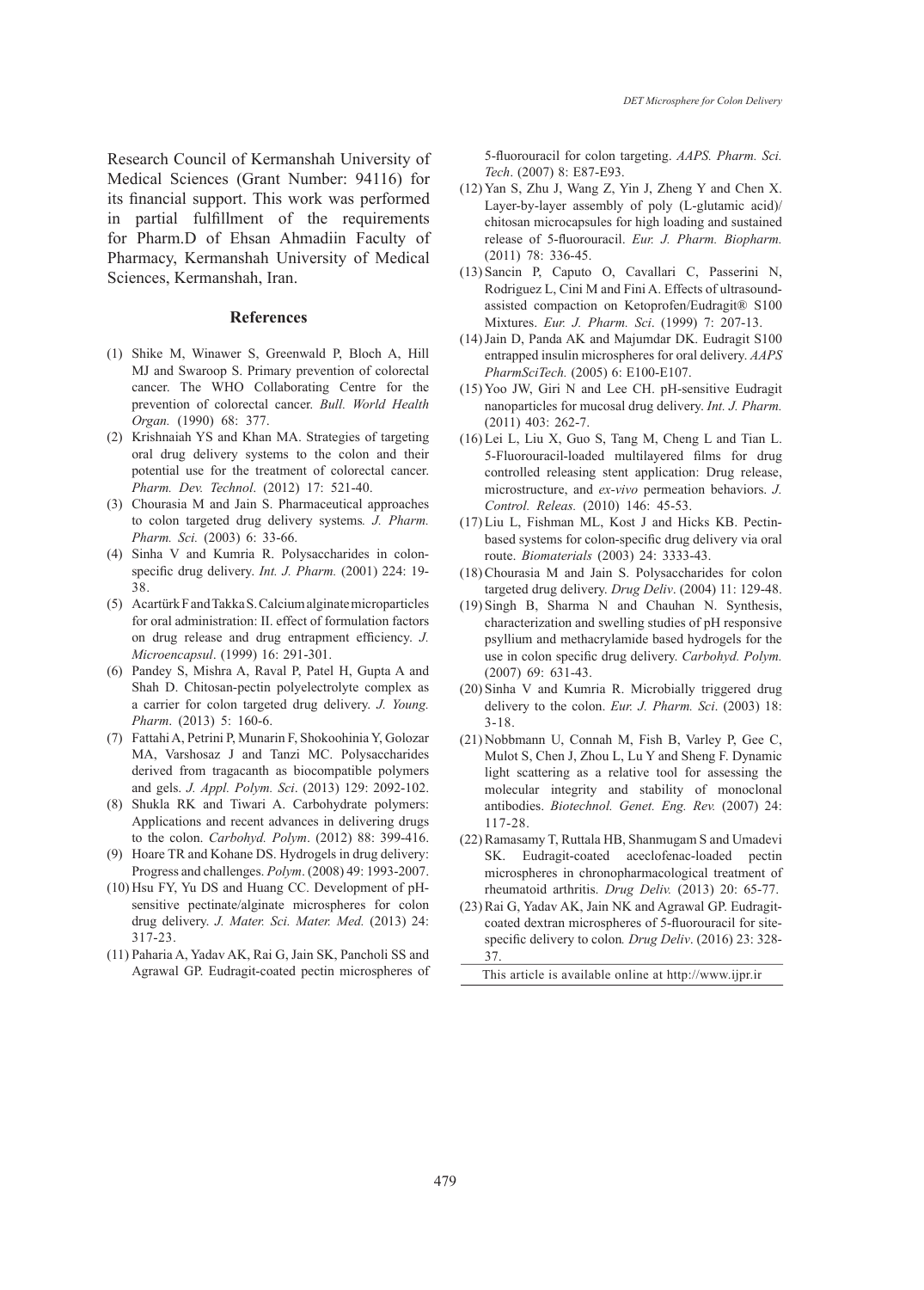Research Council of Kermanshah University of Medical Sciences (Grant Number: 94116) for its financial support. This work was performed in partial fulfillment of the requirements for Pharm.D of Ehsan Ahmadiin Faculty of Pharmacy, Kermanshah University of Medical Sciences, Kermanshah, Iran.

## References

(1) Shike M, Winawer S, Greenwald P, Bloch A, Hill MJ and Swaroop S. Primary prevention of colorectal cancer. The WHO Collaborating Centre for the prevention of colorectal cancer. *Bull. World Health Organ.* (1990) 68: 377.

(2) Krishnaiah YS and Khan MA. Strategies of targeting oral drug delivery systems to the colon and their potential use for the treatment of colorectal cancer. *Pharm. Dev. Technol*. (2012) 17: 521-40.

(3) Chourasia M and Jain S. Pharmaceutical approaches to colon targeted drug delivery systems*. J. Pharm. Pharm. Sci.* (2003) 6: 33-66.

(4) Sinha V and Kumria R. Polysaccharides in colon-specific drug delivery. *Int. J. Pharm.* (2001) 224: 19-38.

(5) Acartürk F and Takka S. Calcium alginate microparticles for oral administration: II. effect of formulation factors on drug release and drug entrapment efficiency. *J. Microencapsul*. (1999) 16: 291-301.

(6) Pandey S, Mishra A, Raval P, Patel H, Gupta A and Shah D. Chitosan-pectin polyelectrolyte complex as a carrier for colon targeted drug delivery. *J. Young. Pharm*. (2013) 5: 160-6.

(7) Fattahi A, Petrini P, Munarin F, Shokoohinia Y, Golozar MA, Varshosaz J and Tanzi MC. Polysaccharides derived from tragacanth as biocompatible polymers and gels. *J. Appl. Polym. Sci*. (2013) 129: 2092-102.

(8) Shukla RK and Tiwari A. Carbohydrate polymers: Applications and recent advances in delivering drugs to the colon. *Carbohyd. Polym*. (2012) 88: 399-416.

(9) Hoare TR and Kohane DS. Hydrogels in drug delivery: Progress and challenges. *Polym*. (2008) 49: 1993-2007.

(10) Hsu FY, Yu DS and Huang CC. Development of pH-sensitive pectinate/alginate microspheres for colon drug delivery. *J. Mater. Sci. Mater. Med.* (2013) 24: 317-23.

(11) Paharia A, Yadav AK, Rai G, Jain SK, Pancholi SS and Agrawal GP. Eudragit-coated pectin microspheres of 5-fluorouracil for colon targeting. *AAPS. Pharm. Sci. Tech*. (2007) 8: E87-E93.

(12) Yan S, Zhu J, Wang Z, Yin J, Zheng Y and Chen X. Layer-by-layer assembly of poly (L-glutamic acid)/chitosan microcapsules for high loading and sustained release of 5-fluorouracil. *Eur. J. Pharm. Biopharm.* (2011) 78: 336-45.

(13) Sancin P, Caputo O, Cavallari C, Passerini N, Rodriguez L, Cini M and Fini A. Effects of ultrasound-assisted compaction on Ketoprofen/Eudragit® S100 Mixtures. *Eur. J. Pharm. Sci*. (1999) 7: 207-13.

(14) Jain D, Panda AK and Majumdar DK. Eudragit S100 entrapped insulin microspheres for oral delivery. *AAPS PharmSciTech.* (2005) 6: E100-E107.

(15) Yoo JW, Giri N and Lee CH. pH-sensitive Eudragit nanoparticles for mucosal drug delivery. *Int. J. Pharm.* (2011) 403: 262-7.

(16) Lei L, Liu X, Guo S, Tang M, Cheng L and Tian L. 5-Fluorouracil-loaded multilayered films for drug controlled releasing stent application: Drug release, microstructure, and *ex-vivo* permeation behaviors. *J. Control. Releas.* (2010) 146: 45-53.

(17) Liu L, Fishman ML, Kost J and Hicks KB. Pectin-based systems for colon-specific drug delivery via oral route. *Biomaterials* (2003) 24: 3333-43.

(18) Chourasia M and Jain S. Polysaccharides for colon targeted drug delivery. *Drug Deliv*. (2004) 11: 129-48.

(19) Singh B, Sharma N and Chauhan N. Synthesis, characterization and swelling studies of pH responsive psyllium and methacrylamide based hydrogels for the use in colon specific drug delivery. *Carbohyd. Polym.* (2007) 69: 631-43.

(20) Sinha V and Kumria R. Microbially triggered drug delivery to the colon. *Eur. J. Pharm. Sci*. (2003) 18: 3-18.

(21) Nobbmann U, Connah M, Fish B, Varley P, Gee C, Mulot S, Chen J, Zhou L, Lu Y and Sheng F. Dynamic light scattering as a relative tool for assessing the molecular integrity and stability of monoclonal antibodies. *Biotechnol. Genet. Eng. Rev.* (2007) 24: 117-28.

(22) Ramasamy T, Ruttala HB, Shanmugam S and Umadevi SK. Eudragit-coated aceclofenac-loaded pectin microspheres in chronopharmacological treatment of rheumatoid arthritis. *Drug Deliv.* (2013) 20: 65-77.

(23) Rai G, Yadav AK, Jain NK and Agrawal GP. Eudragit-coated dextran microspheres of 5-fluorouracil for site-specific delivery to colon*. Drug Deliv*. (2016) 23: 328-37.

This article is available online at http://www.ijpr.ir